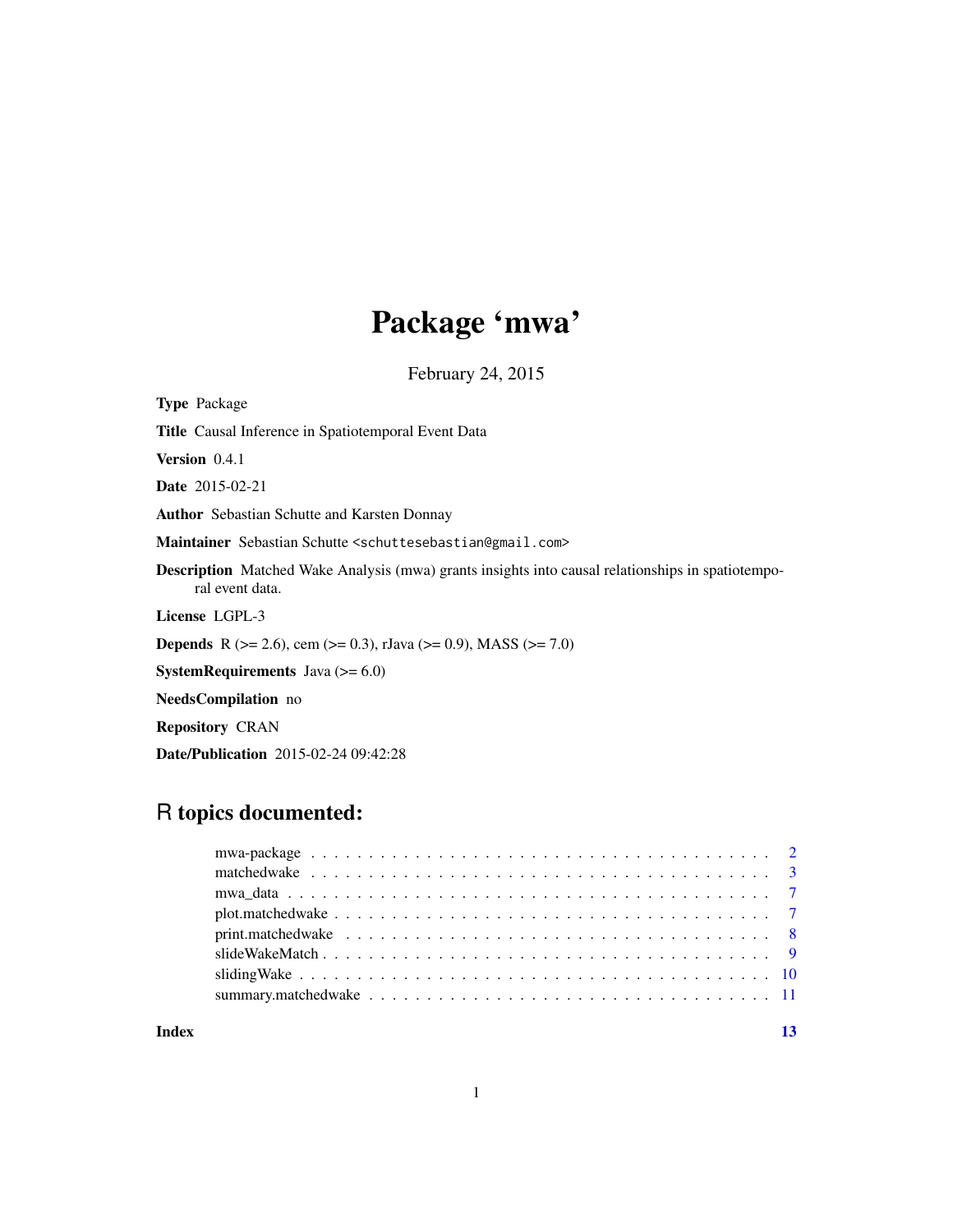# Package 'mwa'

February 24, 2015

**Type** Package

**Title** Causal Inference in Spatiotemporal Event Data

**Version** 0.4.1

**Date** 2015-02-21

**Author** Sebastian Schutte and Karsten Donnay

**Maintainer** Sebastian Schutte <schuttesebastian@gmail.com>

**Description** Matched Wake Analysis (mwa) grants insights into causal relationships in spatiotemporal event data.

**License** LGPL-3

**Depends** R (>= 2.6), cem (>= 0.3), rJava (>= 0.9), MASS (>= 7.0)

**SystemRequirements** Java (>= 6.0)

**NeedsCompilation** no

**Repository** CRAN

**Date/Publication** 2015-02-24 09:42:28

## R topics documented:

- mwa-package . . . . . . . . . . . . . . . . . . . . . . . . . . . . . . . . . . . . . . . 2
- matchedwake . . . . . . . . . . . . . . . . . . . . . . . . . . . . . . . . . . . . . . . 3
- mwa_data . . . . . . . . . . . . . . . . . . . . . . . . . . . . . . . . . . . . . . . . . 7
- plot.matchedwake . . . . . . . . . . . . . . . . . . . . . . . . . . . . . . . . . . . . 7
- print.matchedwake . . . . . . . . . . . . . . . . . . . . . . . . . . . . . . . . . . . 8
- slideWakeMatch . . . . . . . . . . . . . . . . . . . . . . . . . . . . . . . . . . . . . 9
- slidingWake . . . . . . . . . . . . . . . . . . . . . . . . . . . . . . . . . . . . . . . 10
- summary.matchedwake . . . . . . . . . . . . . . . . . . . . . . . . . . . . . . . . . 11

**Index** **13**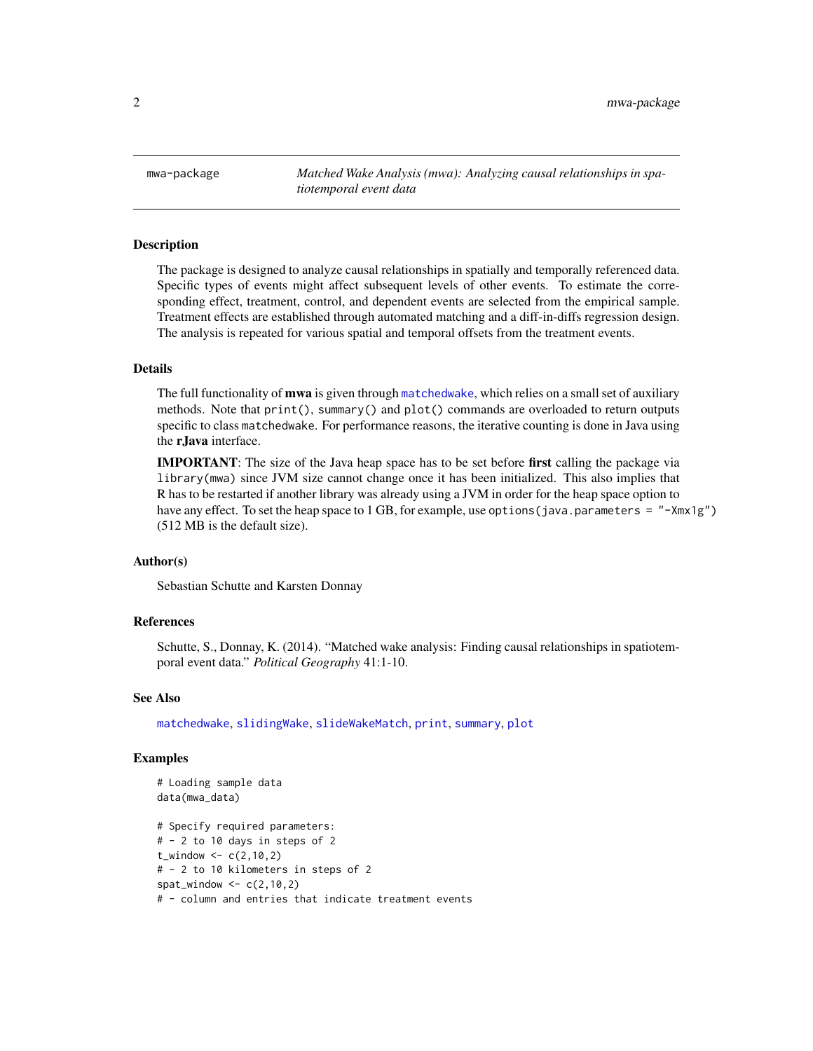mwa-package *Matched Wake Analysis (mwa): Analyzing causal relationships in spatiotemporal event data*

### Description

The package is designed to analyze causal relationships in spatially and temporally referenced data. Specific types of events might affect subsequent levels of other events. To estimate the corresponding effect, treatment, control, and dependent events are selected from the empirical sample. Treatment effects are established through automated matching and a diff-in-diffs regression design. The analysis is repeated for various spatial and temporal offsets from the treatment events.

### Details

The full functionality of **mwa** is given through `matchedwake`, which relies on a small set of auxiliary methods. Note that `print()`, `summary()` and `plot()` commands are overloaded to return outputs specific to class `matchedwake`. For performance reasons, the iterative counting is done in Java using the **rJava** interface.

**IMPORTANT**: The size of the Java heap space has to be set before **first** calling the package via `library(mwa)` since JVM size cannot change once it has been initialized. This also implies that R has to be restarted if another library was already using a JVM in order for the heap space option to have any effect. To set the heap space to 1 GB, for example, use `options(java.parameters = "-Xmx1g")` (512 MB is the default size).

### Author(s)

Sebastian Schutte and Karsten Donnay

### References

Schutte, S., Donnay, K. (2014). "Matched wake analysis: Finding causal relationships in spatiotemporal event data." *Political Geography* 41:1-10.

### See Also

`matchedwake`, `slidingWake`, `slideWakeMatch`, `print`, `summary`, `plot`

### Examples

```
# Loading sample data
data(mwa_data)

# Specify required parameters:
# - 2 to 10 days in steps of 2
t_window <- c(2,10,2)
# - 2 to 10 kilometers in steps of 2
spat_window <- c(2,10,2)
# - column and entries that indicate treatment events
```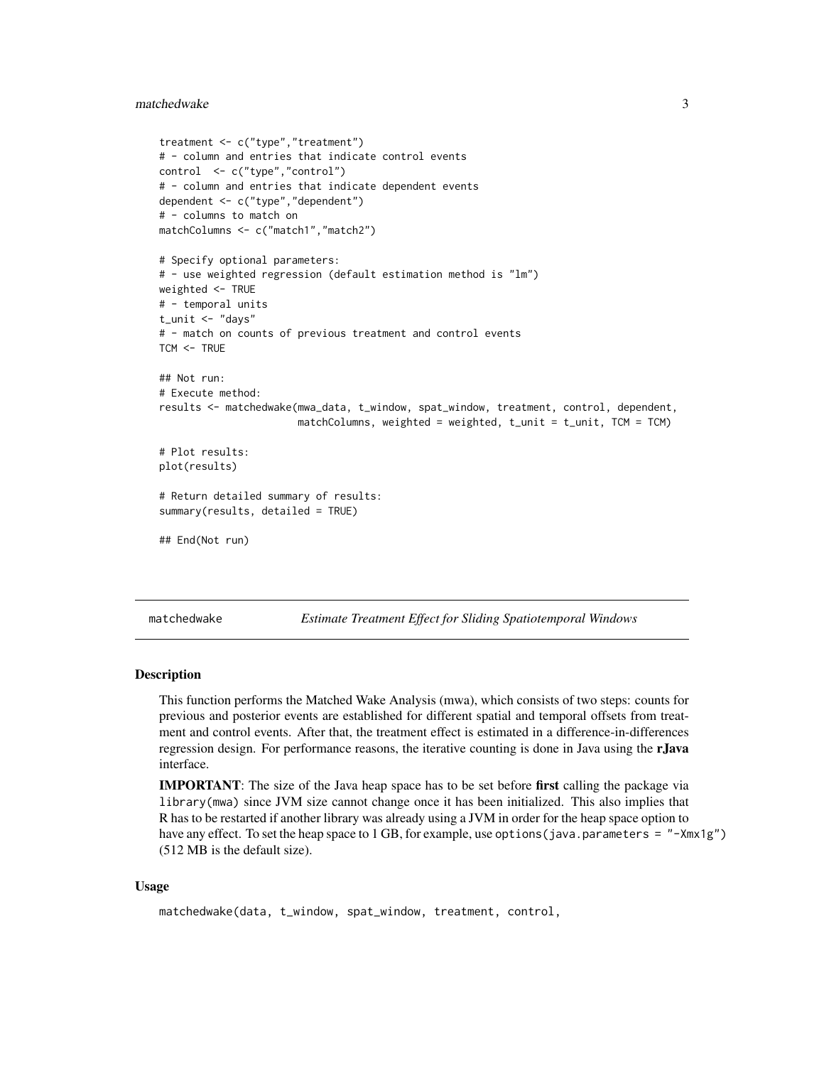```
treatment <- c("type","treatment")
# - column and entries that indicate control events
control  <- c("type","control")
# - column and entries that indicate dependent events
dependent <- c("type","dependent")
# - columns to match on
matchColumns <- c("match1","match2")

# Specify optional parameters:
# - use weighted regression (default estimation method is "lm")
weighted <- TRUE
# - temporal units
t_unit <- "days"
# - match on counts of previous treatment and control events
TCM <- TRUE

## Not run:
# Execute method:
results <- matchedwake(mwa_data, t_window, spat_window, treatment, control, dependent,
                       matchColumns, weighted = weighted, t_unit = t_unit, TCM = TCM)

# Plot results:
plot(results)

# Return detailed summary of results:
summary(results, detailed = TRUE)

## End(Not run)
```

## matchedwake — *Estimate Treatment Effect for Sliding Spatiotemporal Windows*

### Description

This function performs the Matched Wake Analysis (mwa), which consists of two steps: counts for previous and posterior events are established for different spatial and temporal offsets from treatment and control events. After that, the treatment effect is estimated in a difference-in-differences regression design. For performance reasons, the iterative counting is done in Java using the **rJava** interface.

**IMPORTANT**: The size of the Java heap space has to be set before **first** calling the package via `library(mwa)` since JVM size cannot change once it has been initialized. This also implies that R has to be restarted if another library was already using a JVM in order for the heap space option to have any effect. To set the heap space to 1 GB, for example, use `options(java.parameters = "-Xmx1g")` (512 MB is the default size).

### Usage

```
matchedwake(data, t_window, spat_window, treatment, control,
```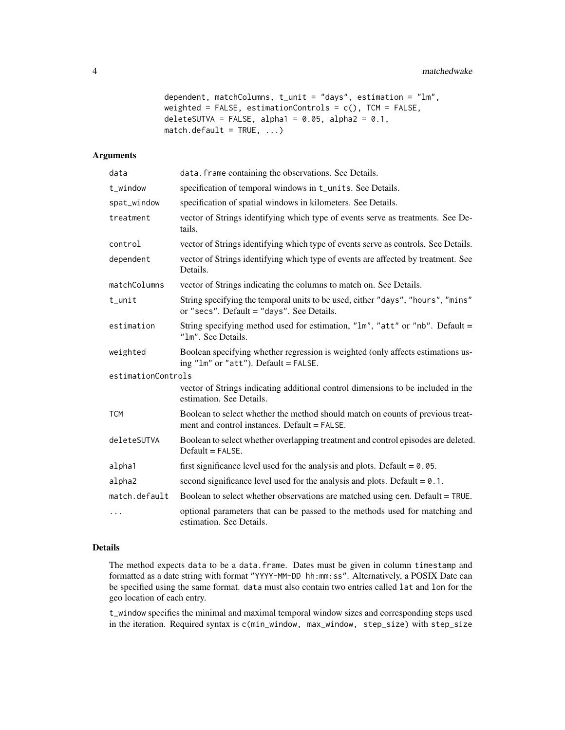```
dependent, matchColumns, t_unit = "days", estimation = "lm",
weighted = FALSE, estimationControls = c(), TCM = FALSE,
deleteSUTVA = FALSE, alpha1 = 0.05, alpha2 = 0.1,
match.default = TRUE, ...)
```

### Arguments

| | |
|---|---|
| `data` | `data.frame` containing the observations. See Details. |
| `t_window` | specification of temporal windows in `t_units`. See Details. |
| `spat_window` | specification of spatial windows in kilometers. See Details. |
| `treatment` | vector of Strings identifying which type of events serve as treatments. See Details. |
| `control` | vector of Strings identifying which type of events serve as controls. See Details. |
| `dependent` | vector of Strings identifying which type of events are affected by treatment. See Details. |
| `matchColumns` | vector of Strings indicating the columns to match on. See Details. |
| `t_unit` | String specifying the temporal units to be used, either `"days"`, `"hours"`, `"mins"` or `"secs"`. Default = `"days"`. See Details. |
| `estimation` | String specifying method used for estimation, `"lm"`, `"att"` or `"nb"`. Default = `"lm"`. See Details. |
| `weighted` | Boolean specifying whether regression is weighted (only affects estimations using `"lm"` or `"att"`). Default = `FALSE`. |
| `estimationControls` | vector of Strings indicating additional control dimensions to be included in the estimation. See Details. |
| `TCM` | Boolean to select whether the method should match on counts of previous treatment and control instances. Default = `FALSE`. |
| `deleteSUTVA` | Boolean to select whether overlapping treatment and control episodes are deleted. Default = `FALSE`. |
| `alpha1` | first significance level used for the analysis and plots. Default = `0.05`. |
| `alpha2` | second significance level used for the analysis and plots. Default = `0.1`. |
| `match.default` | Boolean to select whether observations are matched using `cem`. Default = `TRUE`. |
| `...` | optional parameters that can be passed to the methods used for matching and estimation. See Details. |

### Details

The method expects `data` to be a `data.frame`. Dates must be given in column `timestamp` and formatted as a date string with format `"YYYY-MM-DD hh:mm:ss"`. Alternatively, a POSIX Date can be specified using the same format. `data` must also contain two entries called `lat` and `lon` for the geo location of each entry.

`t_window` specifies the minimal and maximal temporal window sizes and corresponding steps used in the iteration. Required syntax is `c(min_window, max_window, step_size)` with `step_size`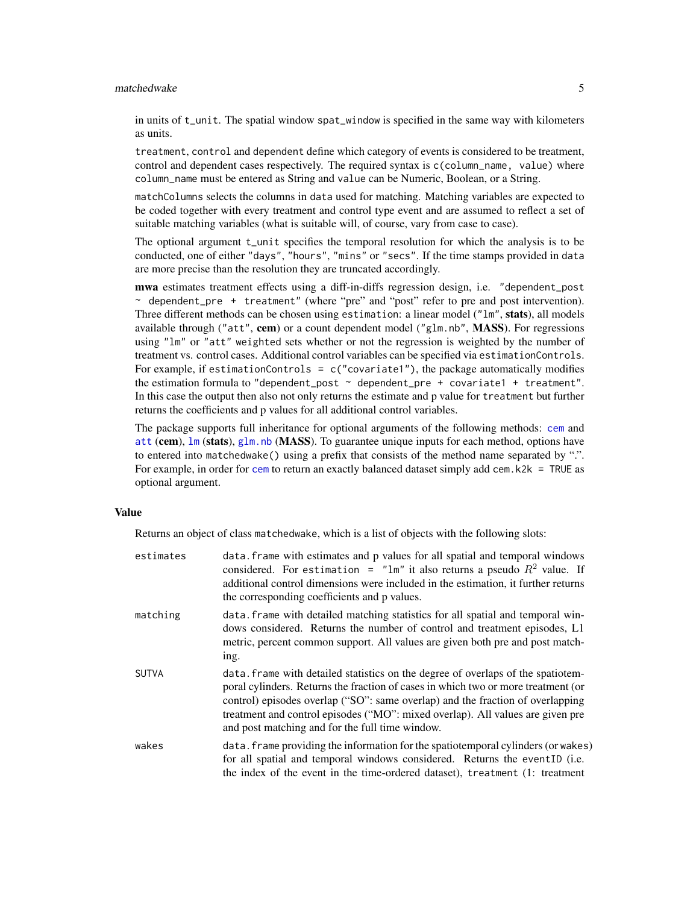in units of `t_unit`. The spatial window `spat_window` is specified in the same way with kilometers as units.

`treatment`, `control` and `dependent` define which category of events is considered to be treatment, control and dependent cases respectively. The required syntax is `c(column_name, value)` where `column_name` must be entered as String and `value` can be Numeric, Boolean, or a String.

`matchColumns` selects the columns in `data` used for matching. Matching variables are expected to be coded together with every treatment and control type event and are assumed to reflect a set of suitable matching variables (what is suitable will, of course, vary from case to case).

The optional argument `t_unit` specifies the temporal resolution for which the analysis is to be conducted, one of either `"days"`, `"hours"`, `"mins"` or `"secs"`. If the time stamps provided in `data` are more precise than the resolution they are truncated accordingly.

**mwa** estimates treatment effects using a diff-in-diffs regression design, i.e. `"dependent_post ~ dependent_pre + treatment"` (where "pre" and "post" refer to pre and post intervention). Three different methods can be chosen using `estimation`: a linear model (`"lm"`, **stats**), all models available through (`"att"`, **cem**) or a count dependent model (`"glm.nb"`, **MASS**). For regressions using `"lm"` or `"att"` `weighted` sets whether or not the regression is weighted by the number of treatment vs. control cases. Additional control variables can be specified via `estimationControls`. For example, if `estimationControls = c("covariate1")`, the package automatically modifies the estimation formula to `"dependent_post ~ dependent_pre + covariate1 + treatment"`. In this case the output then also not only returns the estimate and p value for `treatment` but further returns the coefficients and p values for all additional control variables.

The package supports full inheritance for optional arguments of the following methods: `cem` and `att` (**cem**), `lm` (**stats**), `glm.nb` (**MASS**). To guarantee unique inputs for each method, options have to entered into `matchedwake()` using a prefix that consists of the method name separated by ".". For example, in order for `cem` to return an exactly balanced dataset simply add `cem.k2k = TRUE` as optional argument.

## Value

Returns an object of class `matchedwake`, which is a list of objects with the following slots:

| | |
|---|---|
| `estimates` | `data.frame` with estimates and p values for all spatial and temporal windows considered. For `estimation = "lm"` it also returns a pseudo $R^2$ value. If additional control dimensions were included in the estimation, it further returns the corresponding coefficients and p values. |
| `matching` | `data.frame` with detailed matching statistics for all spatial and temporal windows considered. Returns the number of control and treatment episodes, L1 metric, percent common support. All values are given both pre and post matching. |
| `SUTVA` | `data.frame` with detailed statistics on the degree of overlaps of the spatiotemporal cylinders. Returns the fraction of cases in which two or more treatment (or control) episodes overlap ("SO": same overlap) and the fraction of overlapping treatment and control episodes ("MO": mixed overlap). All values are given pre and post matching and for the full time window. |
| `wakes` | `data.frame` providing the information for the spatiotemporal cylinders (or `wakes`) for all spatial and temporal windows considered. Returns the `eventID` (i.e. the index of the event in the time-ordered dataset), `treatment` (1: treatment |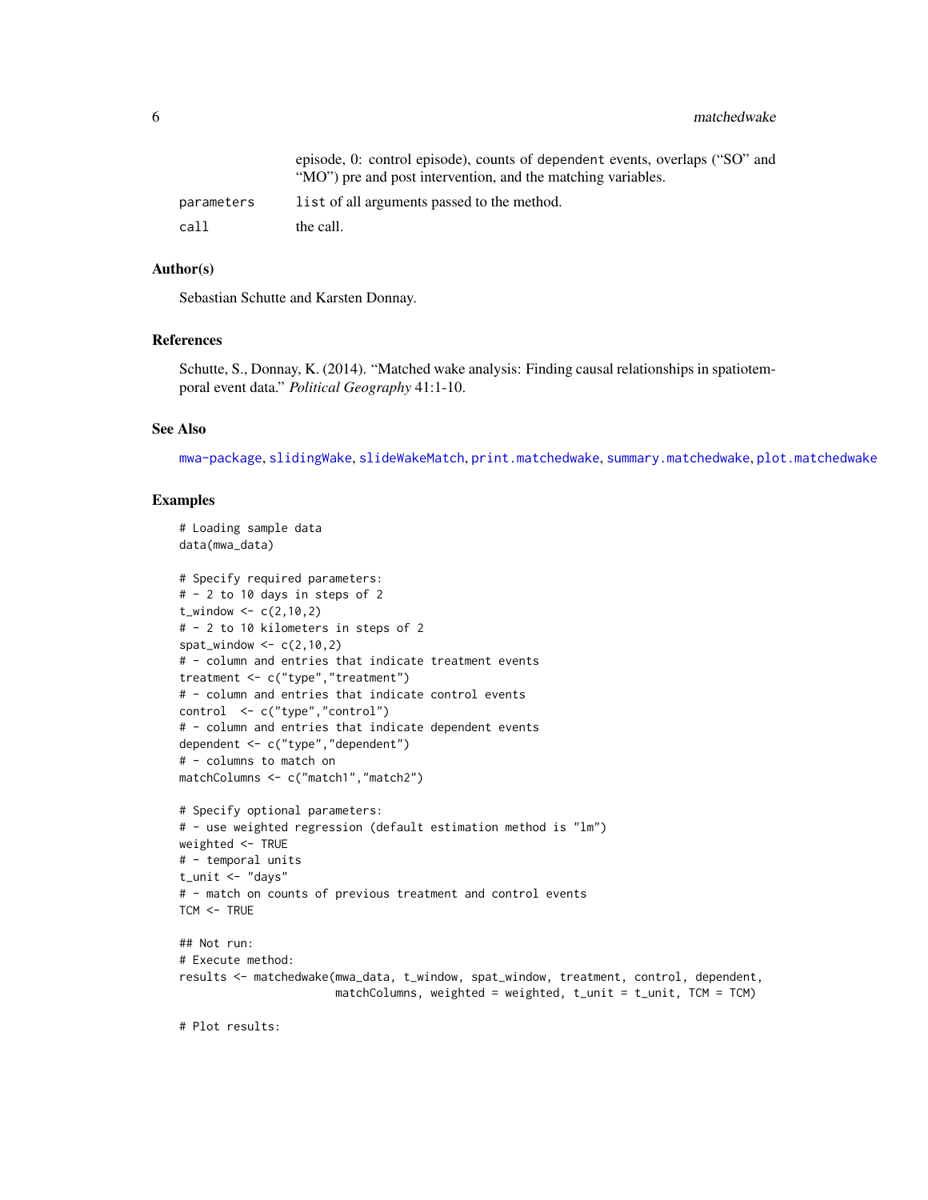episode, 0: control episode), counts of dependent events, overlaps ("SO" and "MO") pre and post intervention, and the matching variables.

parameters  list of all arguments passed to the method.

call  the call.

### Author(s)

Sebastian Schutte and Karsten Donnay.

### References

Schutte, S., Donnay, K. (2014). "Matched wake analysis: Finding causal relationships in spatiotemporal event data." *Political Geography* 41:1-10.

### See Also

mwa-package, slidingWake, slideWakeMatch, print.matchedwake, summary.matchedwake, plot.matchedwake

### Examples

```
# Loading sample data
data(mwa_data)

# Specify required parameters:
# - 2 to 10 days in steps of 2
t_window <- c(2,10,2)
# - 2 to 10 kilometers in steps of 2
spat_window <- c(2,10,2)
# - column and entries that indicate treatment events
treatment <- c("type","treatment")
# - column and entries that indicate control events
control  <- c("type","control")
# - column and entries that indicate dependent events
dependent <- c("type","dependent")
# - columns to match on
matchColumns <- c("match1","match2")

# Specify optional parameters:
# - use weighted regression (default estimation method is "lm")
weighted <- TRUE
# - temporal units
t_unit <- "days"
# - match on counts of previous treatment and control events
TCM <- TRUE

## Not run:
# Execute method:
results <- matchedwake(mwa_data, t_window, spat_window, treatment, control, dependent,
                       matchColumns, weighted = weighted, t_unit = t_unit, TCM = TCM)

# Plot results:
```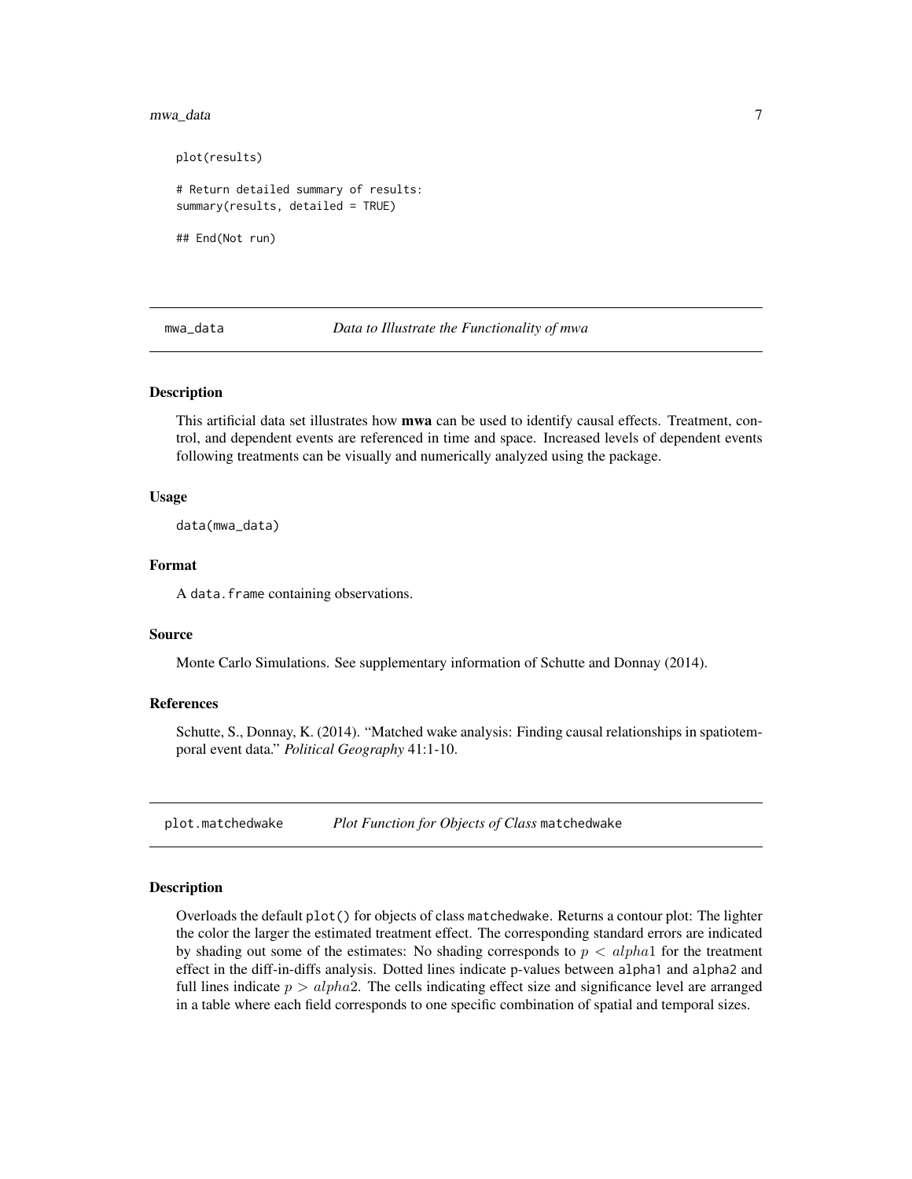```
plot(results)

# Return detailed summary of results:
summary(results, detailed = TRUE)

## End(Not run)
```

## mwa_data — *Data to Illustrate the Functionality of mwa*

### Description

This artificial data set illustrates how **mwa** can be used to identify causal effects. Treatment, control, and dependent events are referenced in time and space. Increased levels of dependent events following treatments can be visually and numerically analyzed using the package.

### Usage

```
data(mwa_data)
```

### Format

A `data.frame` containing observations.

### Source

Monte Carlo Simulations. See supplementary information of Schutte and Donnay (2014).

### References

Schutte, S., Donnay, K. (2014). "Matched wake analysis: Finding causal relationships in spatiotemporal event data." *Political Geography* 41:1-10.

## plot.matchedwake — *Plot Function for Objects of Class* `matchedwake`

### Description

Overloads the default `plot()` for objects of class `matchedwake`. Returns a contour plot: The lighter the color the larger the estimated treatment effect. The corresponding standard errors are indicated by shading out some of the estimates: No shading corresponds to $p < alpha1$ for the treatment effect in the diff-in-diffs analysis. Dotted lines indicate p-values between `alpha1` and `alpha2` and full lines indicate $p > alpha2$. The cells indicating effect size and significance level are arranged in a table where each field corresponds to one specific combination of spatial and temporal sizes.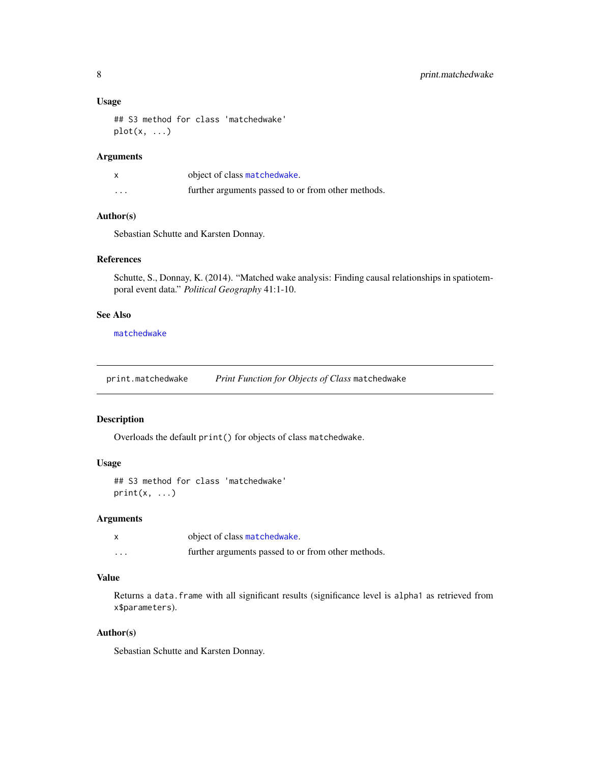### Usage

```
## S3 method for class 'matchedwake'
plot(x, ...)
```

### Arguments

| | |
|---|---|
| x | object of class matchedwake. |
| ... | further arguments passed to or from other methods. |

### Author(s)

Sebastian Schutte and Karsten Donnay.

### References

Schutte, S., Donnay, K. (2014). "Matched wake analysis: Finding causal relationships in spatiotemporal event data." *Political Geography* 41:1-10.

### See Also

matchedwake

---

## print.matchedwake — *Print Function for Objects of Class* matchedwake

### Description

Overloads the default `print()` for objects of class `matchedwake`.

### Usage

```
## S3 method for class 'matchedwake'
print(x, ...)
```

### Arguments

| | |
|---|---|
| x | object of class matchedwake. |
| ... | further arguments passed to or from other methods. |

### Value

Returns a `data.frame` with all significant results (significance level is `alpha1` as retrieved from `x$parameters`).

### Author(s)

Sebastian Schutte and Karsten Donnay.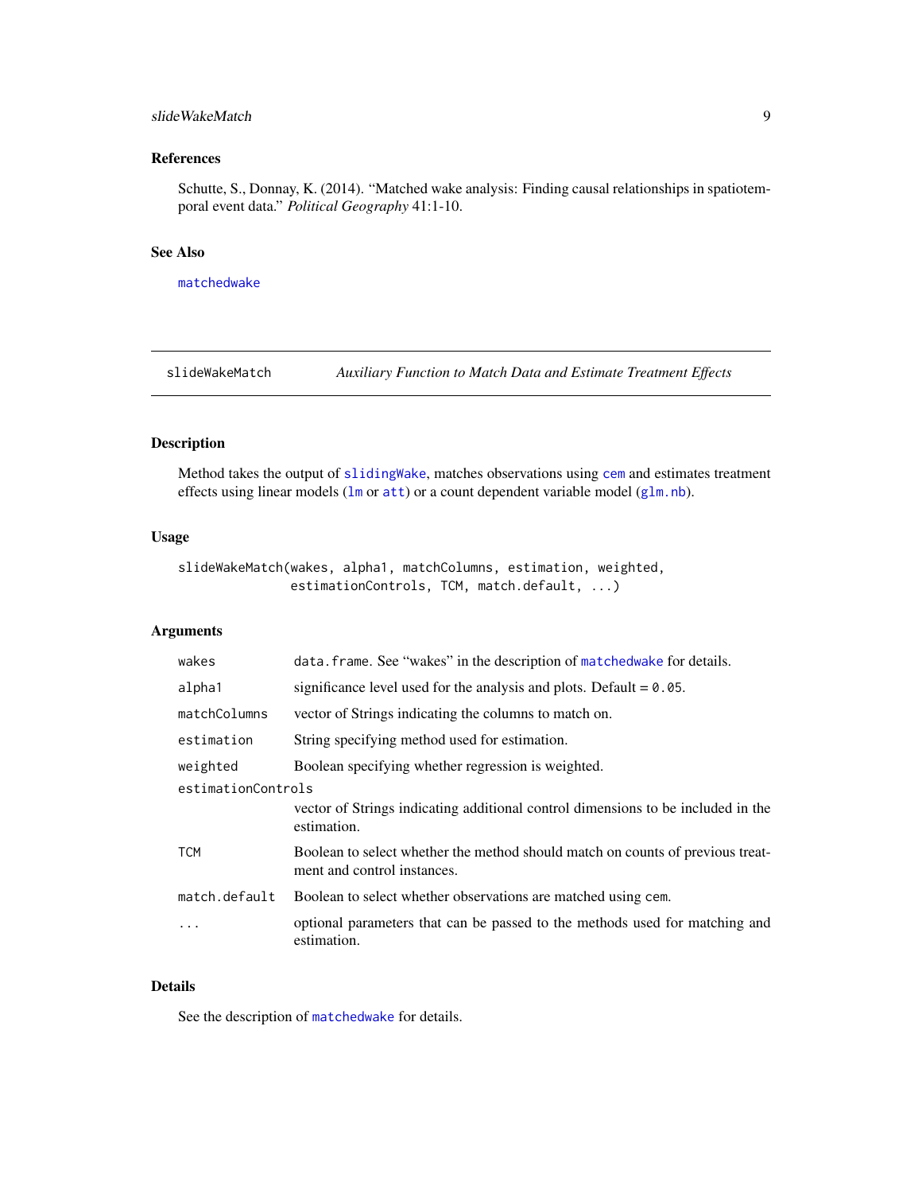## References

Schutte, S., Donnay, K. (2014). "Matched wake analysis: Finding causal relationships in spatiotemporal event data." *Political Geography* 41:1-10.

## See Also

matchedwake

---

# slideWakeMatch — *Auxiliary Function to Match Data and Estimate Treatment Effects*

---

## Description

Method takes the output of slidingWake, matches observations using cem and estimates treatment effects using linear models (lm or att) or a count dependent variable model (glm.nb).

## Usage

```
slideWakeMatch(wakes, alpha1, matchColumns, estimation, weighted,
               estimationControls, TCM, match.default, ...)
```

## Arguments

| | |
|---|---|
| wakes | data.frame. See "wakes" in the description of matchedwake for details. |
| alpha1 | significance level used for the analysis and plots. Default = 0.05. |
| matchColumns | vector of Strings indicating the columns to match on. |
| estimation | String specifying method used for estimation. |
| weighted | Boolean specifying whether regression is weighted. |
| estimationControls | vector of Strings indicating additional control dimensions to be included in the estimation. |
| TCM | Boolean to select whether the method should match on counts of previous treatment and control instances. |
| match.default | Boolean to select whether observations are matched using cem. |
| ... | optional parameters that can be passed to the methods used for matching and estimation. |

## Details

See the description of matchedwake for details.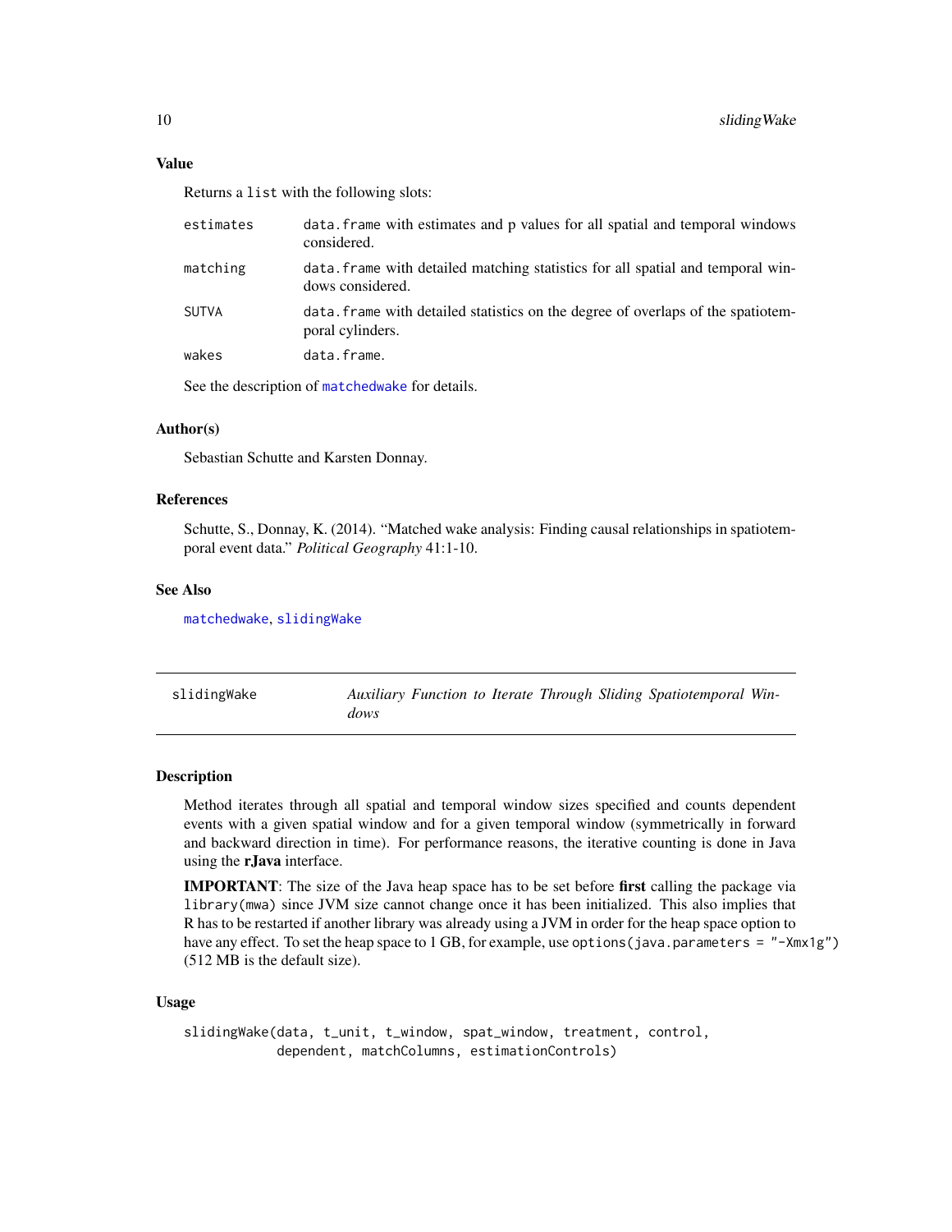### Value

Returns a `list` with the following slots:

| | |
|---|---|
| `estimates` | `data.frame` with estimates and p values for all spatial and temporal windows considered. |
| `matching` | `data.frame` with detailed matching statistics for all spatial and temporal windows considered. |
| `SUTVA` | `data.frame` with detailed statistics on the degree of overlaps of the spatiotemporal cylinders. |
| `wakes` | `data.frame`. |

See the description of `matchedwake` for details.

### Author(s)

Sebastian Schutte and Karsten Donnay.

### References

Schutte, S., Donnay, K. (2014). "Matched wake analysis: Finding causal relationships in spatiotemporal event data." *Political Geography* 41:1-10.

### See Also

`matchedwake`, `slidingWake`

---

## slidingWake — *Auxiliary Function to Iterate Through Sliding Spatiotemporal Windows*

---

### Description

Method iterates through all spatial and temporal window sizes specified and counts dependent events with a given spatial window and for a given temporal window (symmetrically in forward and backward direction in time). For performance reasons, the iterative counting is done in Java using the **rJava** interface.

**IMPORTANT**: The size of the Java heap space has to be set before **first** calling the package via `library(mwa)` since JVM size cannot change once it has been initialized. This also implies that R has to be restarted if another library was already using a JVM in order for the heap space option to have any effect. To set the heap space to 1 GB, for example, use `options(java.parameters = "-Xmx1g")` (512 MB is the default size).

### Usage

```
slidingWake(data, t_unit, t_window, spat_window, treatment, control,
            dependent, matchColumns, estimationControls)
```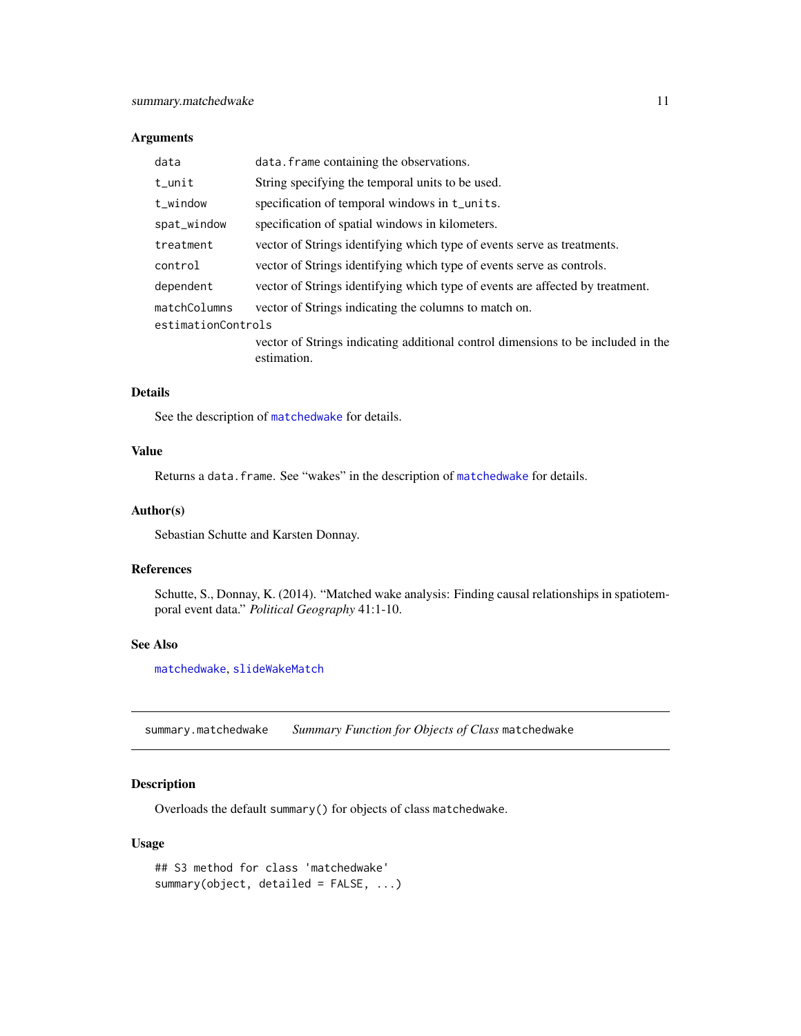### Arguments

| | |
|---|---|
| `data` | `data.frame` containing the observations. |
| `t_unit` | String specifying the temporal units to be used. |
| `t_window` | specification of temporal windows in `t_units`. |
| `spat_window` | specification of spatial windows in kilometers. |
| `treatment` | vector of Strings identifying which type of events serve as treatments. |
| `control` | vector of Strings identifying which type of events serve as controls. |
| `dependent` | vector of Strings identifying which type of events are affected by treatment. |
| `matchColumns` | vector of Strings indicating the columns to match on. |
| `estimationControls` | vector of Strings indicating additional control dimensions to be included in the estimation. |

### Details

See the description of `matchedwake` for details.

### Value

Returns a `data.frame`. See "wakes" in the description of `matchedwake` for details.

### Author(s)

Sebastian Schutte and Karsten Donnay.

### References

Schutte, S., Donnay, K. (2014). "Matched wake analysis: Finding causal relationships in spatiotemporal event data." *Political Geography* 41:1-10.

### See Also

`matchedwake`, `slideWakeMatch`

---

## summary.matchedwake — *Summary Function for Objects of Class* `matchedwake`

### Description

Overloads the default `summary()` for objects of class `matchedwake`.

### Usage

```
## S3 method for class 'matchedwake'
summary(object, detailed = FALSE, ...)
```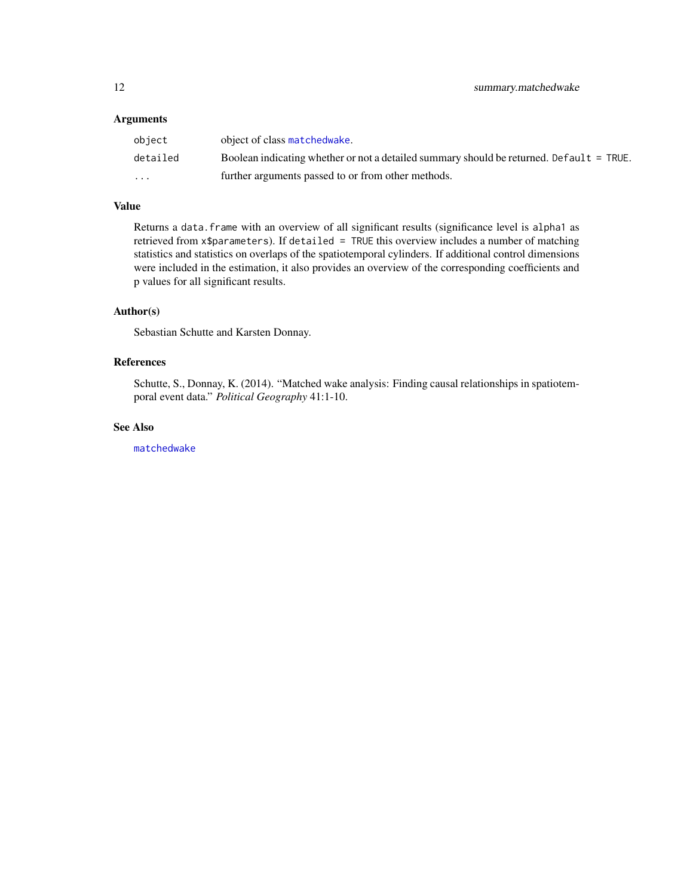### Arguments

| | |
|---|---|
| `object` | object of class `matchedwake`. |
| `detailed` | Boolean indicating whether or not a detailed summary should be returned. `Default = TRUE`. |
| `...` | further arguments passed to or from other methods. |

### Value

Returns a `data.frame` with an overview of all significant results (significance level is `alpha1` as retrieved from `x$parameters`). If `detailed = TRUE` this overview includes a number of matching statistics and statistics on overlaps of the spatiotemporal cylinders. If additional control dimensions were included in the estimation, it also provides an overview of the corresponding coefficients and p values for all significant results.

### Author(s)

Sebastian Schutte and Karsten Donnay.

### References

Schutte, S., Donnay, K. (2014). "Matched wake analysis: Finding causal relationships in spatiotemporal event data." *Political Geography* 41:1-10.

### See Also

`matchedwake`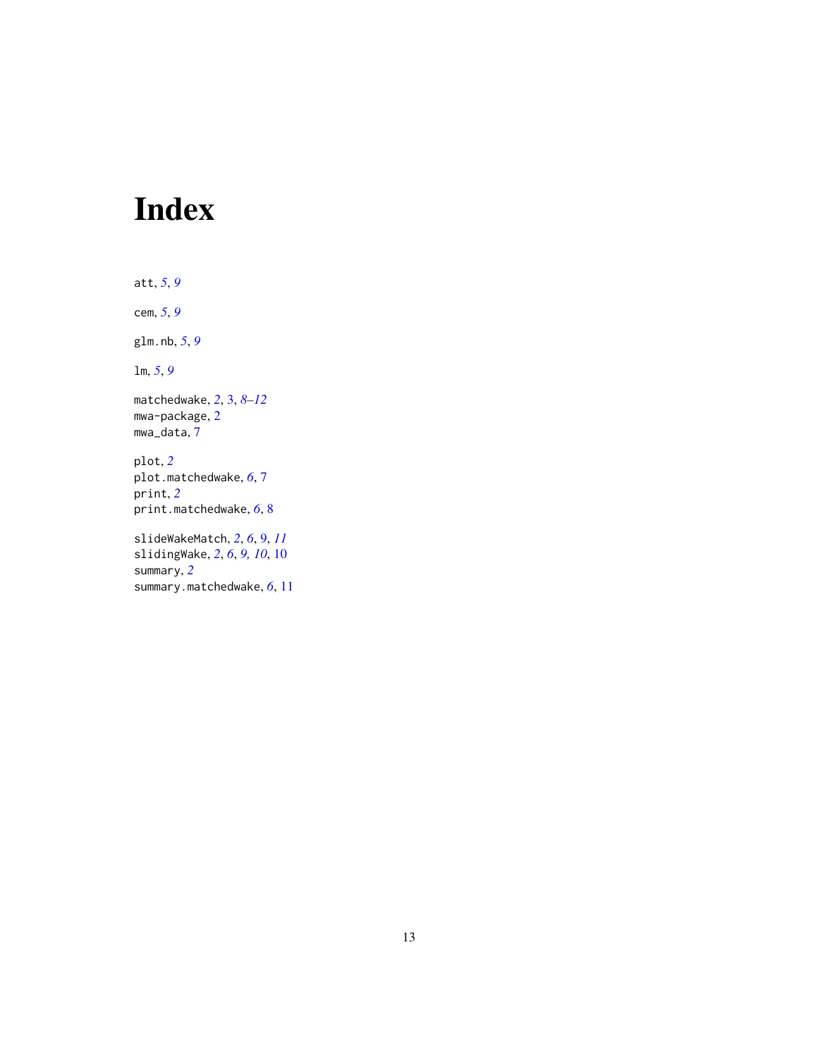# Index

att, *5*, *9*

cem, *5*, *9*

glm.nb, *5*, *9*

lm, *5*, *9*

matchedwake, *2*, 3, *8–12*
mwa-package, 2
mwa_data, 7

plot, *2*
plot.matchedwake, *6*, 7
print, *2*
print.matchedwake, *6*, 8

slideWakeMatch, *2*, *6*, 9, *11*
slidingWake, *2*, *6*, *9, 10*, 10
summary, *2*
summary.matchedwake, *6*, 11